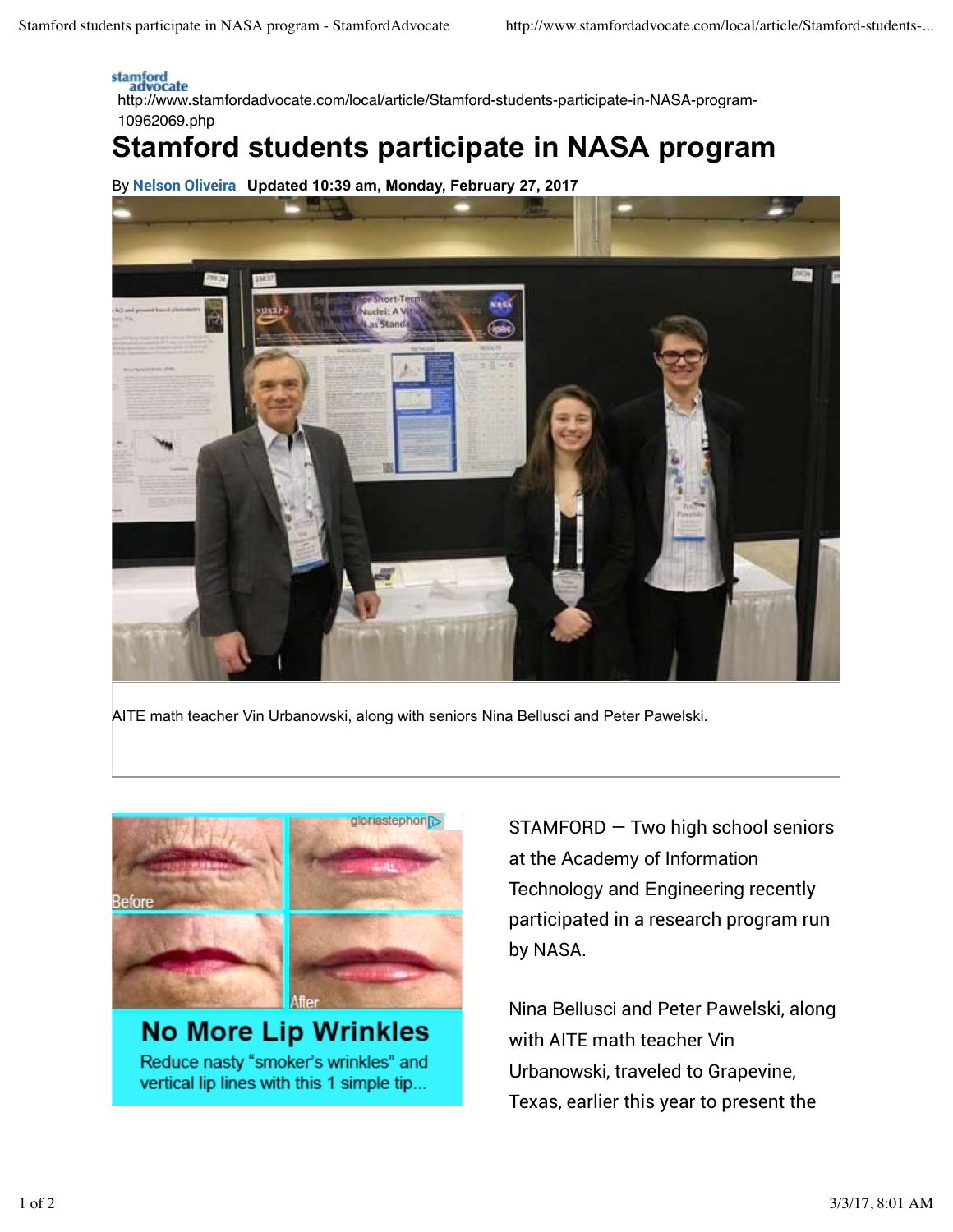stamford advocate

http://www.stamfordadvocate.com/local/article/Stamford-students-participate-in-NASA-program-10962069.php

# Stamford students participate in NASA program

By **Nelson Oliveira** **Updated 10:39 am, Monday, February 27, 2017**

AITE math teacher Vin Urbanowski, along with seniors Nina Bellusci and Peter Pawelski.

STAMFORD — Two high school seniors at the Academy of Information Technology and Engineering recently participated in a research program run by NASA.

Nina Bellusci and Peter Pawelski, along with AITE math teacher Vin Urbanowski, traveled to Grapevine, Texas, earlier this year to present the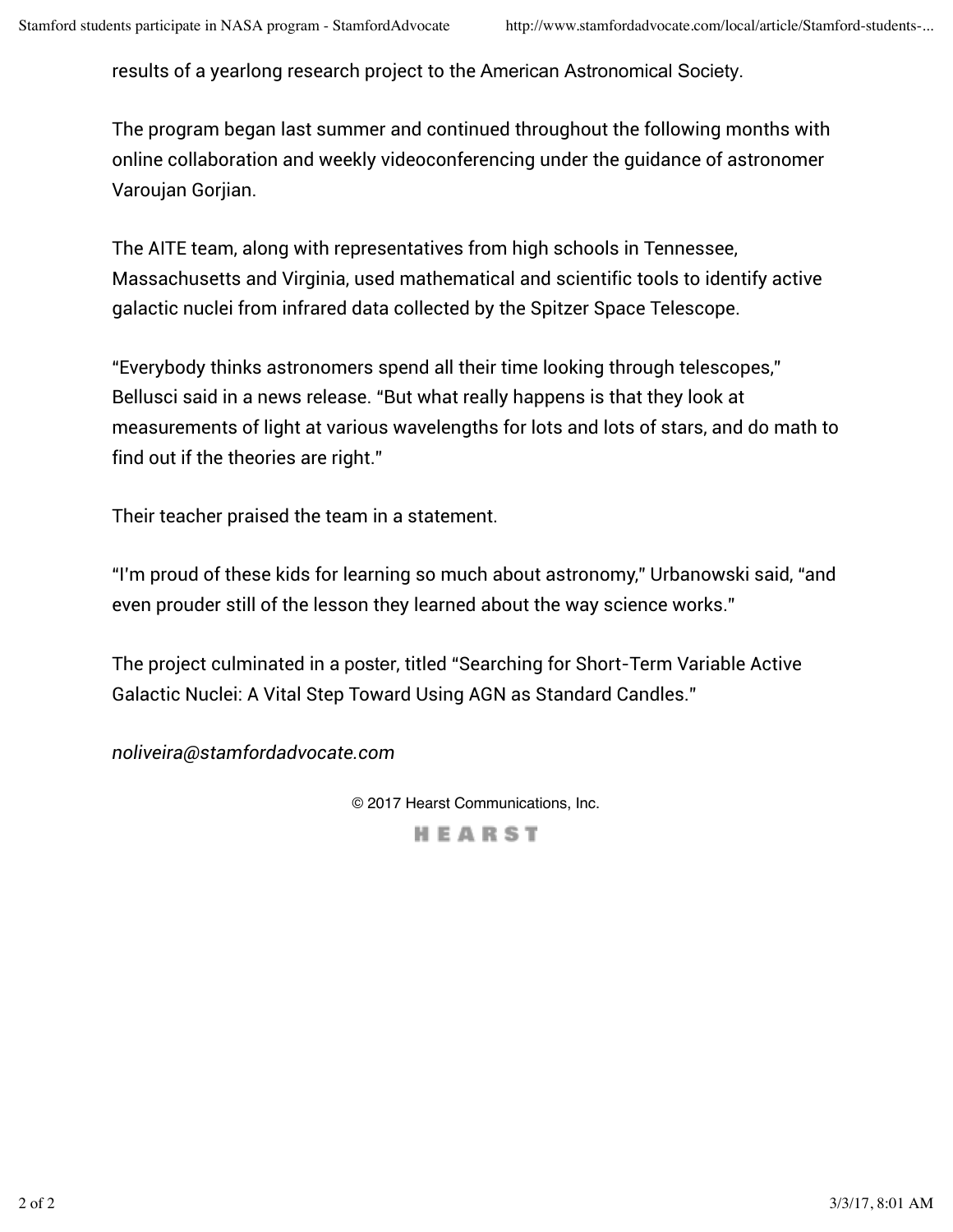results of a yearlong research project to the American Astronomical Society.

The program began last summer and continued throughout the following months with online collaboration and weekly videoconferencing under the guidance of astronomer Varoujan Gorjian.

The AITE team, along with representatives from high schools in Tennessee, Massachusetts and Virginia, used mathematical and scientific tools to identify active galactic nuclei from infrared data collected by the Spitzer Space Telescope.

“Everybody thinks astronomers spend all their time looking through telescopes,” Bellusci said in a news release. “But what really happens is that they look at measurements of light at various wavelengths for lots and lots of stars, and do math to find out if the theories are right.”

Their teacher praised the team in a statement.

“I’m proud of these kids for learning so much about astronomy,” Urbanowski said, “and even prouder still of the lesson they learned about the way science works.”

The project culminated in a poster, titled “Searching for Short-Term Variable Active Galactic Nuclei: A Vital Step Toward Using AGN as Standard Candles.”

*noliveira@stamfordadvocate.com*

© 2017 Hearst Communications, Inc.

HEARST